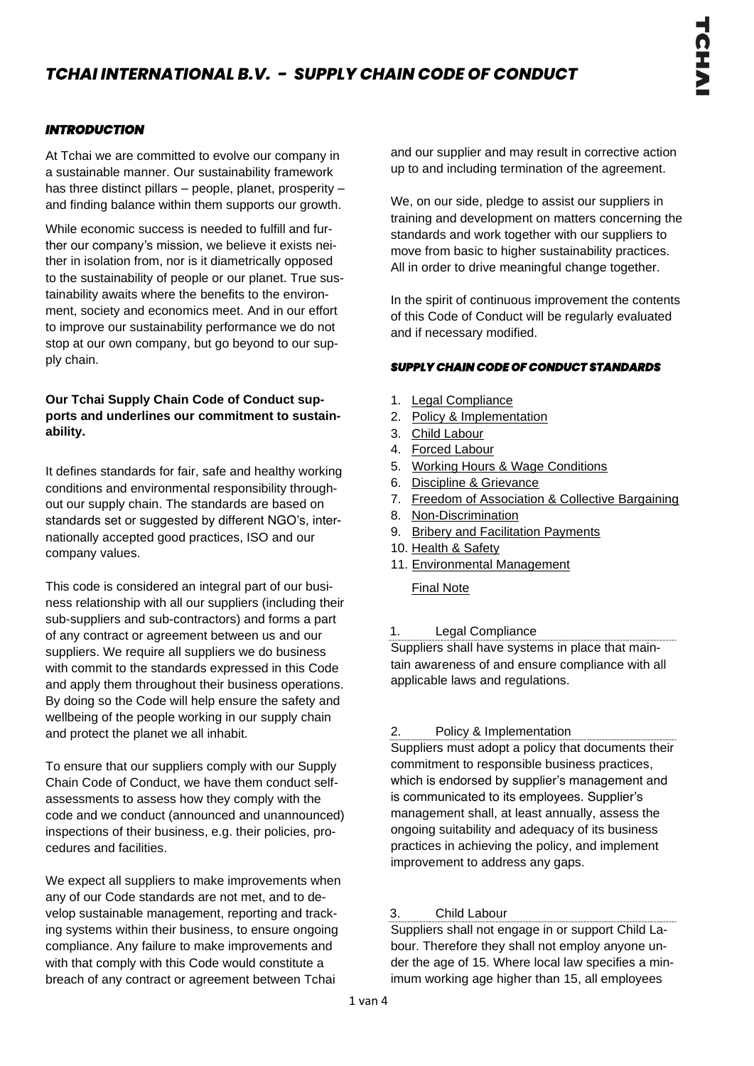# *TCHAI INTERNATIONAL B.V. - SUPPLY CHAIN CODE OF CONDUCT*

## *INTRODUCTION*

At Tchai we are committed to evolve our company in a sustainable manner. Our sustainability framework has three distinct pillars – people, planet, prosperity – and finding balance within them supports our growth.

While economic success is needed to fulfill and further our company's mission, we believe it exists neither in isolation from, nor is it diametrically opposed to the sustainability of people or our planet. True sustainability awaits where the benefits to the environment, society and economics meet. And in our effort to improve our sustainability performance we do not stop at our own company, but go beyond to our supply chain.

**Our Tchai Supply Chain Code of Conduct supports and underlines our commitment to sustainability.**

It defines standards for fair, safe and healthy working conditions and environmental responsibility throughout our supply chain. The standards are based on standards set or suggested by different NGO's, internationally accepted good practices, ISO and our company values.

This code is considered an integral part of our business relationship with all our suppliers (including their sub-suppliers and sub-contractors) and forms a part of any contract or agreement between us and our suppliers. We require all suppliers we do business with commit to the standards expressed in this Code and apply them throughout their business operations. By doing so the Code will help ensure the safety and wellbeing of the people working in our supply chain and protect the planet we all inhabit.

To ensure that our suppliers comply with our Supply Chain Code of Conduct, we have them conduct self-assessments to assess how they comply with the code and we conduct (announced and unannounced) inspections of their business, e.g. their policies, procedures and facilities.

We expect all suppliers to make improvements when any of our Code standards are not met, and to develop sustainable management, reporting and tracking systems within their business, to ensure ongoing compliance. Any failure to make improvements and with that comply with this Code would constitute a breach of any contract or agreement between Tchai and our supplier and may result in corrective action up to and including termination of the agreement.

We, on our side, pledge to assist our suppliers in training and development on matters concerning the standards and work together with our suppliers to move from basic to higher sustainability practices. All in order to drive meaningful change together.

In the spirit of continuous improvement the contents of this Code of Conduct will be regularly evaluated and if necessary modified.

## *SUPPLY CHAIN CODE OF CONDUCT STANDARDS*

1. Legal Compliance
2. Policy & Implementation
3. Child Labour
4. Forced Labour
5. Working Hours & Wage Conditions
6. Discipline & Grievance
7. Freedom of Association & Collective Bargaining
8. Non-Discrimination
9. Bribery and Facilitation Payments
10. Health & Safety
11. Environmental Management

Final Note

### 1. Legal Compliance

Suppliers shall have systems in place that maintain awareness of and ensure compliance with all applicable laws and regulations.

### 2. Policy & Implementation

Suppliers must adopt a policy that documents their commitment to responsible business practices, which is endorsed by supplier's management and is communicated to its employees. Supplier's management shall, at least annually, assess the ongoing suitability and adequacy of its business practices in achieving the policy, and implement improvement to address any gaps.

### 3. Child Labour

Suppliers shall not engage in or support Child Labour. Therefore they shall not employ anyone under the age of 15. Where local law specifies a minimum working age higher than 15, all employees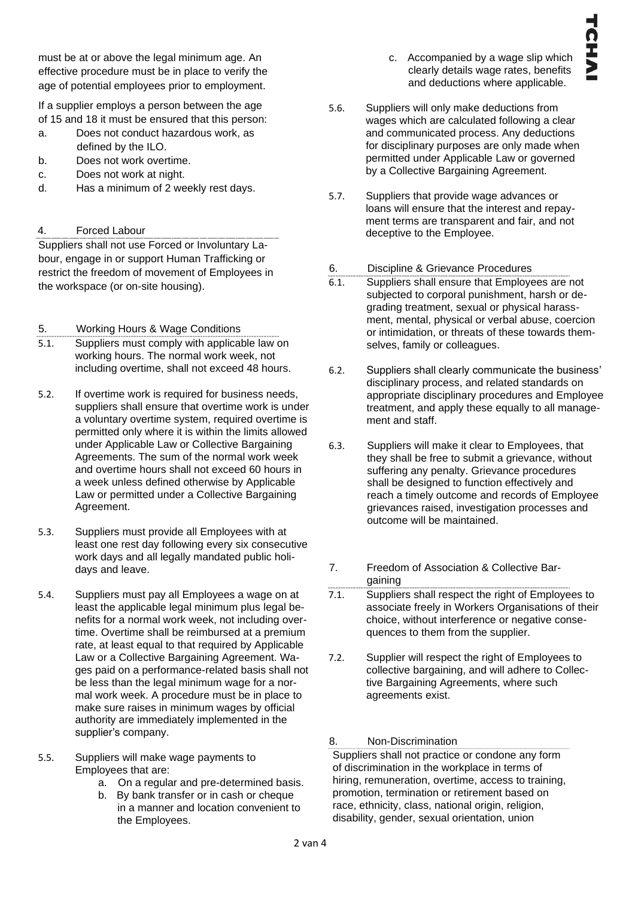must be at or above the legal minimum age. An effective procedure must be in place to verify the age of potential employees prior to employment.

If a supplier employs a person between the age of 15 and 18 it must be ensured that this person:

a. Does not conduct hazardous work, as defined by the ILO.
b. Does not work overtime.
c. Does not work at night.
d. Has a minimum of 2 weekly rest days.

## 4. Forced Labour

Suppliers shall not use Forced or Involuntary Labour, engage in or support Human Trafficking or restrict the freedom of movement of Employees in the workspace (or on-site housing).

## 5. Working Hours & Wage Conditions

5.1. Suppliers must comply with applicable law on working hours. The normal work week, not including overtime, shall not exceed 48 hours.

5.2. If overtime work is required for business needs, suppliers shall ensure that overtime work is under a voluntary overtime system, required overtime is permitted only where it is within the limits allowed under Applicable Law or Collective Bargaining Agreements. The sum of the normal work week and overtime hours shall not exceed 60 hours in a week unless defined otherwise by Applicable Law or permitted under a Collective Bargaining Agreement.

5.3. Suppliers must provide all Employees with at least one rest day following every six consecutive work days and all legally mandated public holidays and leave.

5.4. Suppliers must pay all Employees a wage on at least the applicable legal minimum plus legal benefits for a normal work week, not including overtime. Overtime shall be reimbursed at a premium rate, at least equal to that required by Applicable Law or a Collective Bargaining Agreement. Wages paid on a performance-related basis shall not be less than the legal minimum wage for a normal work week. A procedure must be in place to make sure raises in minimum wages by official authority are immediately implemented in the supplier's company.

5.5. Suppliers will make wage payments to Employees that are:

a. On a regular and pre-determined basis.
b. By bank transfer or in cash or cheque in a manner and location convenient to the Employees.
c. Accompanied by a wage slip which clearly details wage rates, benefits and deductions where applicable.

5.6. Suppliers will only make deductions from wages which are calculated following a clear and communicated process. Any deductions for disciplinary purposes are only made when permitted under Applicable Law or governed by a Collective Bargaining Agreement.

5.7. Suppliers that provide wage advances or loans will ensure that the interest and repayment terms are transparent and fair, and not deceptive to the Employee.

## 6. Discipline & Grievance Procedures

6.1. Suppliers shall ensure that Employees are not subjected to corporal punishment, harsh or degrading treatment, sexual or physical harassment, mental, physical or verbal abuse, coercion or intimidation, or threats of these towards themselves, family or colleagues.

6.2. Suppliers shall clearly communicate the business' disciplinary process, and related standards on appropriate disciplinary procedures and Employee treatment, and apply these equally to all management and staff.

6.3. Suppliers will make it clear to Employees, that they shall be free to submit a grievance, without suffering any penalty. Grievance procedures shall be designed to function effectively and reach a timely outcome and records of Employee grievances raised, investigation processes and outcome will be maintained.

## 7. Freedom of Association & Collective Bargaining

7.1. Suppliers shall respect the right of Employees to associate freely in Workers Organisations of their choice, without interference or negative consequences to them from the supplier.

7.2. Supplier will respect the right of Employees to collective bargaining, and will adhere to Collective Bargaining Agreements, where such agreements exist.

## 8. Non-Discrimination

Suppliers shall not practice or condone any form of discrimination in the workplace in terms of hiring, remuneration, overtime, access to training, promotion, termination or retirement based on race, ethnicity, class, national origin, religion, disability, gender, sexual orientation, union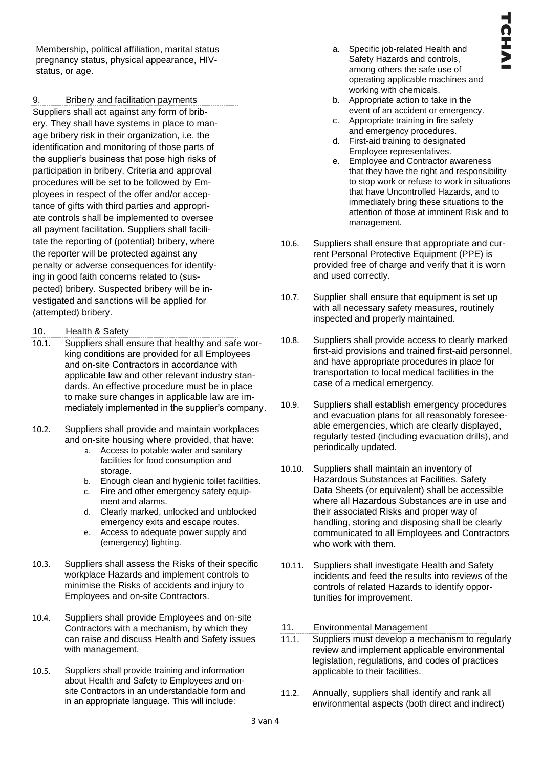Membership, political affiliation, marital status pregnancy status, physical appearance, HIV-status, or age.

## 9. Bribery and facilitation payments

Suppliers shall act against any form of bribery. They shall have systems in place to manage bribery risk in their organization, i.e. the identification and monitoring of those parts of the supplier's business that pose high risks of participation in bribery. Criteria and approval procedures will be set to be followed by Employees in respect of the offer and/or acceptance of gifts with third parties and appropriate controls shall be implemented to oversee all payment facilitation. Suppliers shall facilitate the reporting of (potential) bribery, where the reporter will be protected against any penalty or adverse consequences for identifying in good faith concerns related to (suspected) bribery. Suspected bribery will be investigated and sanctions will be applied for (attempted) bribery.

## 10. Health & Safety

10.1. Suppliers shall ensure that healthy and safe working conditions are provided for all Employees and on-site Contractors in accordance with applicable law and other relevant industry standards. An effective procedure must be in place to make sure changes in applicable law are immediately implemented in the supplier's company.

10.2. Suppliers shall provide and maintain workplaces and on-site housing where provided, that have:

   a. Access to potable water and sanitary facilities for food consumption and storage.
   b. Enough clean and hygienic toilet facilities.
   c. Fire and other emergency safety equipment and alarms.
   d. Clearly marked, unlocked and unblocked emergency exits and escape routes.
   e. Access to adequate power supply and (emergency) lighting.

10.3. Suppliers shall assess the Risks of their specific workplace Hazards and implement controls to minimise the Risks of accidents and injury to Employees and on-site Contractors.

10.4. Suppliers shall provide Employees and on-site Contractors with a mechanism, by which they can raise and discuss Health and Safety issues with management.

10.5. Suppliers shall provide training and information about Health and Safety to Employees and on-site Contractors in an understandable form and in an appropriate language. This will include:

   a. Specific job-related Health and Safety Hazards and controls, among others the safe use of operating applicable machines and working with chemicals.
   b. Appropriate action to take in the event of an accident or emergency.
   c. Appropriate training in fire safety and emergency procedures.
   d. First-aid training to designated Employee representatives.
   e. Employee and Contractor awareness that they have the right and responsibility to stop work or refuse to work in situations that have Uncontrolled Hazards, and to immediately bring these situations to the attention of those at imminent Risk and to management.

10.6. Suppliers shall ensure that appropriate and current Personal Protective Equipment (PPE) is provided free of charge and verify that it is worn and used correctly.

10.7. Supplier shall ensure that equipment is set up with all necessary safety measures, routinely inspected and properly maintained.

10.8. Suppliers shall provide access to clearly marked first-aid provisions and trained first-aid personnel, and have appropriate procedures in place for transportation to local medical facilities in the case of a medical emergency.

10.9. Suppliers shall establish emergency procedures and evacuation plans for all reasonably foreseeable emergencies, which are clearly displayed, regularly tested (including evacuation drills), and periodically updated.

10.10. Suppliers shall maintain an inventory of Hazardous Substances at Facilities. Safety Data Sheets (or equivalent) shall be accessible where all Hazardous Substances are in use and their associated Risks and proper way of handling, storing and disposing shall be clearly communicated to all Employees and Contractors who work with them.

10.11. Suppliers shall investigate Health and Safety incidents and feed the results into reviews of the controls of related Hazards to identify opportunities for improvement.

## 11. Environmental Management

11.1. Suppliers must develop a mechanism to regularly review and implement applicable environmental legislation, regulations, and codes of practices applicable to their facilities.

11.2. Annually, suppliers shall identify and rank all environmental aspects (both direct and indirect)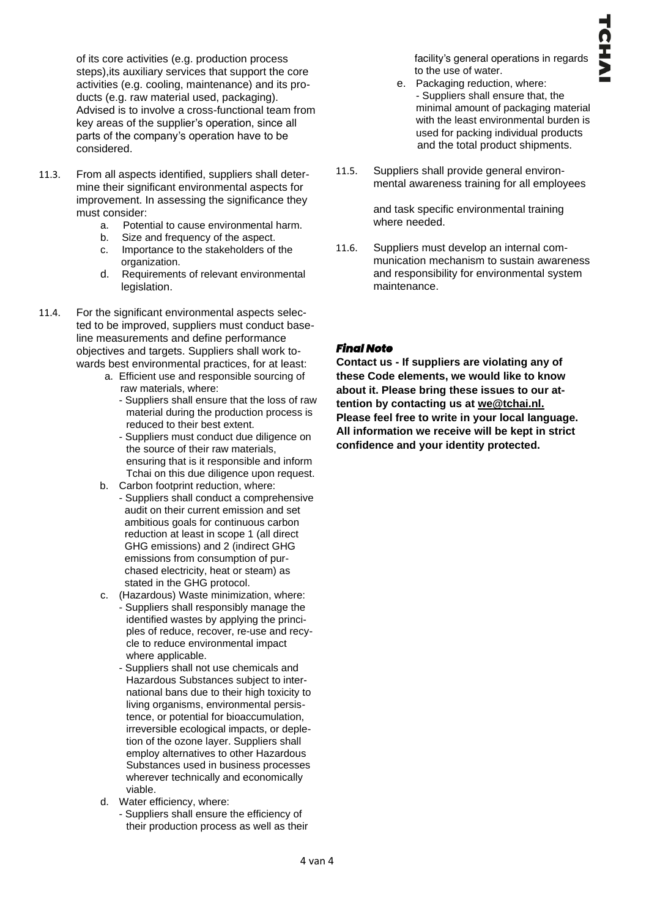of its core activities (e.g. production process steps),its auxiliary services that support the core activities (e.g. cooling, maintenance) and its products (e.g. raw material used, packaging). Advised is to involve a cross-functional team from key areas of the supplier's operation, since all parts of the company's operation have to be considered.

11.3. From all aspects identified, suppliers shall determine their significant environmental aspects for improvement. In assessing the significance they must consider:

a. Potential to cause environmental harm.
b. Size and frequency of the aspect.
c. Importance to the stakeholders of the organization.
d. Requirements of relevant environmental legislation.

11.4. For the significant environmental aspects selected to be improved, suppliers must conduct baseline measurements and define performance objectives and targets. Suppliers shall work towards best environmental practices, for at least:

a. Efficient use and responsible sourcing of raw materials, where:
   - Suppliers shall ensure that the loss of raw material during the production process is reduced to their best extent.
   - Suppliers must conduct due diligence on the source of their raw materials, ensuring that is it responsible and inform Tchai on this due diligence upon request.
b. Carbon footprint reduction, where:
   - Suppliers shall conduct a comprehensive audit on their current emission and set ambitious goals for continuous carbon reduction at least in scope 1 (all direct GHG emissions) and 2 (indirect GHG emissions from consumption of purchased electricity, heat or steam) as stated in the GHG protocol.
c. (Hazardous) Waste minimization, where:
   - Suppliers shall responsibly manage the identified wastes by applying the principles of reduce, recover, re-use and recycle to reduce environmental impact where applicable.
   - Suppliers shall not use chemicals and Hazardous Substances subject to international bans due to their high toxicity to living organisms, environmental persistence, or potential for bioaccumulation, irreversible ecological impacts, or depletion of the ozone layer. Suppliers shall employ alternatives to other Hazardous Substances used in business processes wherever technically and economically viable.
d. Water efficiency, where:
   - Suppliers shall ensure the efficiency of their production process as well as their facility's general operations in regards to the use of water.
e. Packaging reduction, where:
   - Suppliers shall ensure that, the minimal amount of packaging material with the least environmental burden is used for packing individual products and the total product shipments.

11.5. Suppliers shall provide general environmental awareness training for all employees and task specific environmental training where needed.

11.6. Suppliers must develop an internal communication mechanism to sustain awareness and responsibility for environmental system maintenance.

### *Final Note*

**Contact us - If suppliers are violating any of these Code elements, we would like to know about it. Please bring these issues to our attention by contacting us at we@tchai.nl. Please feel free to write in your local language. All information we receive will be kept in strict confidence and your identity protected.**